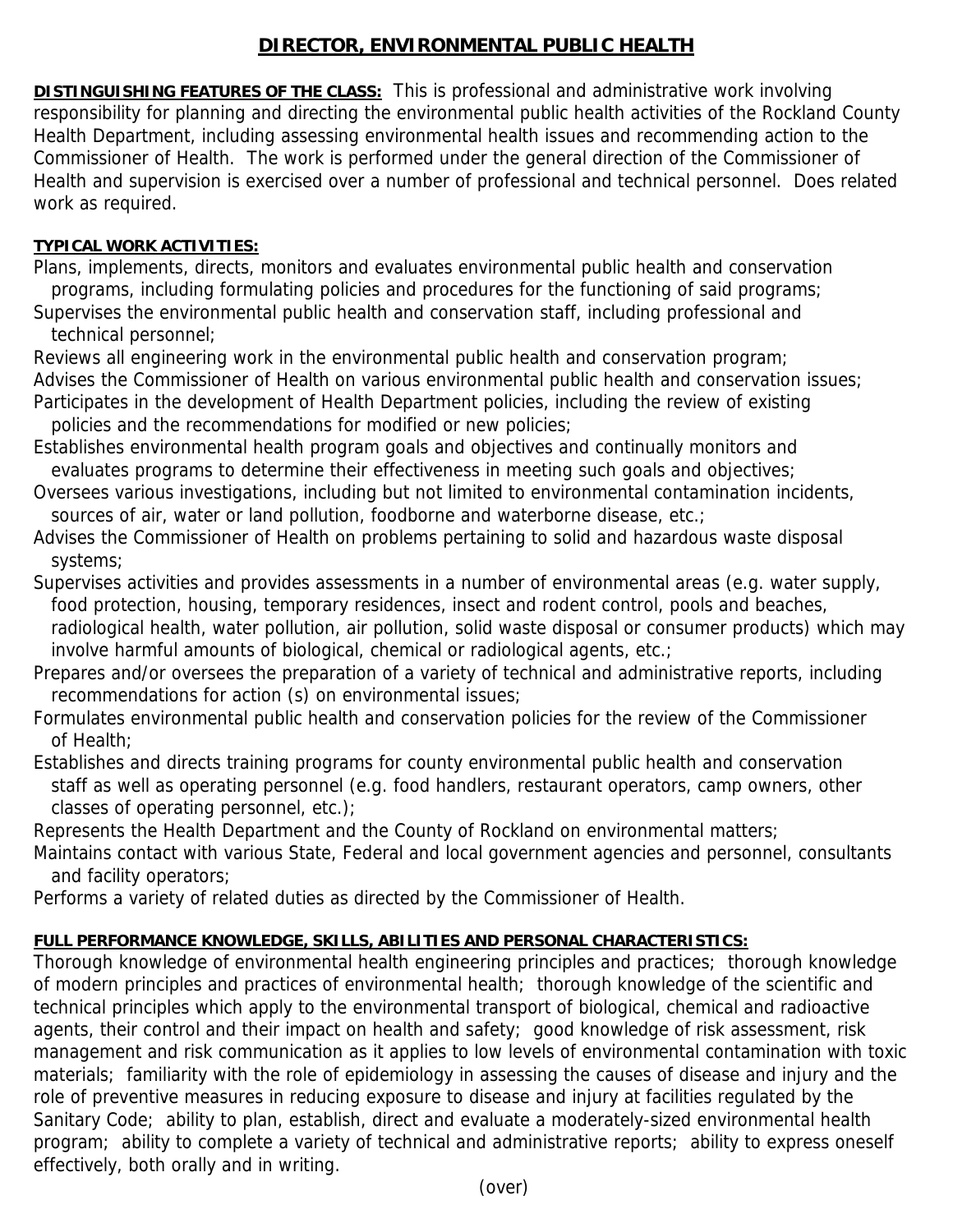# DIRECTOR, ENVIRONMENTAL PUBLIC HEALTH

**DISTINGUISHING FEATURES OF THE CLASS:** This is professional and administrative work involving responsibility for planning and directing the environmental public health activities of the Rockland County Health Department, including assessing environmental health issues and recommending action to the Commissioner of Health. The work is performed under the general direction of the Commissioner of Health and supervision is exercised over a number of professional and technical personnel. Does related work as required.

**TYPICAL WORK ACTIVITIES:**

Plans, implements, directs, monitors and evaluates environmental public health and conservation programs, including formulating policies and procedures for the functioning of said programs;

Supervises the environmental public health and conservation staff, including professional and technical personnel;

Reviews all engineering work in the environmental public health and conservation program;

Advises the Commissioner of Health on various environmental public health and conservation issues;

Participates in the development of Health Department policies, including the review of existing policies and the recommendations for modified or new policies;

Establishes environmental health program goals and objectives and continually monitors and evaluates programs to determine their effectiveness in meeting such goals and objectives;

Oversees various investigations, including but not limited to environmental contamination incidents, sources of air, water or land pollution, foodborne and waterborne disease, etc.;

Advises the Commissioner of Health on problems pertaining to solid and hazardous waste disposal systems;

Supervises activities and provides assessments in a number of environmental areas (e.g. water supply, food protection, housing, temporary residences, insect and rodent control, pools and beaches, radiological health, water pollution, air pollution, solid waste disposal or consumer products) which may involve harmful amounts of biological, chemical or radiological agents, etc.;

Prepares and/or oversees the preparation of a variety of technical and administrative reports, including recommendations for action (s) on environmental issues;

Formulates environmental public health and conservation policies for the review of the Commissioner of Health;

Establishes and directs training programs for county environmental public health and conservation staff as well as operating personnel (e.g. food handlers, restaurant operators, camp owners, other classes of operating personnel, etc.);

Represents the Health Department and the County of Rockland on environmental matters;

Maintains contact with various State, Federal and local government agencies and personnel, consultants and facility operators;

Performs a variety of related duties as directed by the Commissioner of Health.

**FULL PERFORMANCE KNOWLEDGE, SKILLS, ABILITIES AND PERSONAL CHARACTERISTICS:**

Thorough knowledge of environmental health engineering principles and practices; thorough knowledge of modern principles and practices of environmental health; thorough knowledge of the scientific and technical principles which apply to the environmental transport of biological, chemical and radioactive agents, their control and their impact on health and safety; good knowledge of risk assessment, risk management and risk communication as it applies to low levels of environmental contamination with toxic materials; familiarity with the role of epidemiology in assessing the causes of disease and injury and the role of preventive measures in reducing exposure to disease and injury at facilities regulated by the Sanitary Code; ability to plan, establish, direct and evaluate a moderately-sized environmental health program; ability to complete a variety of technical and administrative reports; ability to express oneself effectively, both orally and in writing.

(over)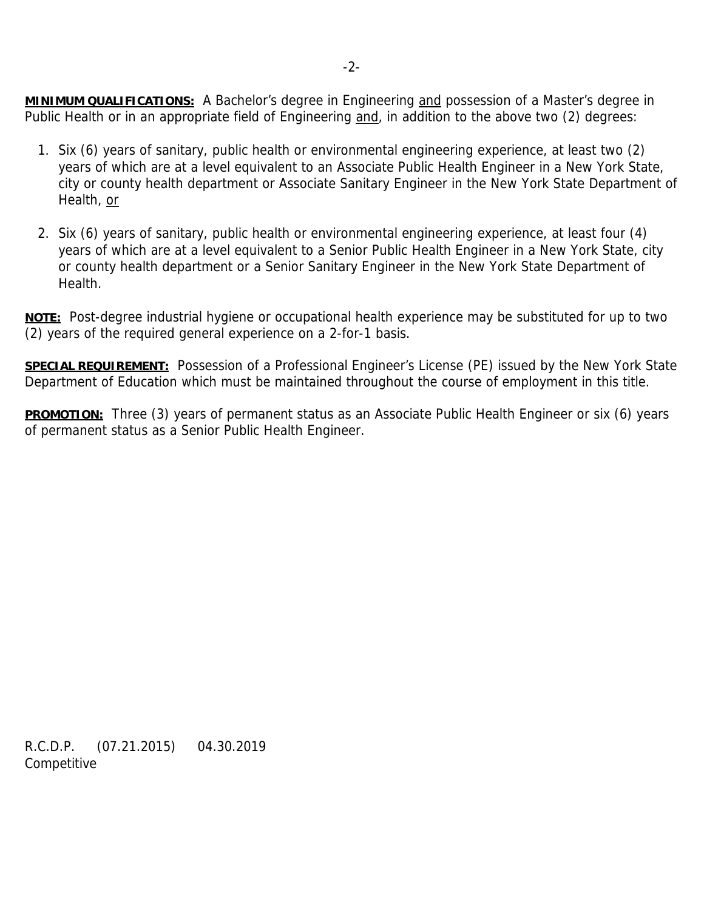**MINIMUM QUALIFICATIONS:** A Bachelor's degree in Engineering and possession of a Master's degree in Public Health or in an appropriate field of Engineering and, in addition to the above two (2) degrees:

1. Six (6) years of sanitary, public health or environmental engineering experience, at least two (2) years of which are at a level equivalent to an Associate Public Health Engineer in a New York State, city or county health department or Associate Sanitary Engineer in the New York State Department of Health, or

2. Six (6) years of sanitary, public health or environmental engineering experience, at least four (4) years of which are at a level equivalent to a Senior Public Health Engineer in a New York State, city or county health department or a Senior Sanitary Engineer in the New York State Department of Health.

**NOTE:** Post-degree industrial hygiene or occupational health experience may be substituted for up to two (2) years of the required general experience on a 2-for-1 basis.

**SPECIAL REQUIREMENT:** Possession of a Professional Engineer's License (PE) issued by the New York State Department of Education which must be maintained throughout the course of employment in this title.

**PROMOTION:** Three (3) years of permanent status as an Associate Public Health Engineer or six (6) years of permanent status as a Senior Public Health Engineer.

R.C.D.P. (07.21.2015) 04.30.2019
Competitive